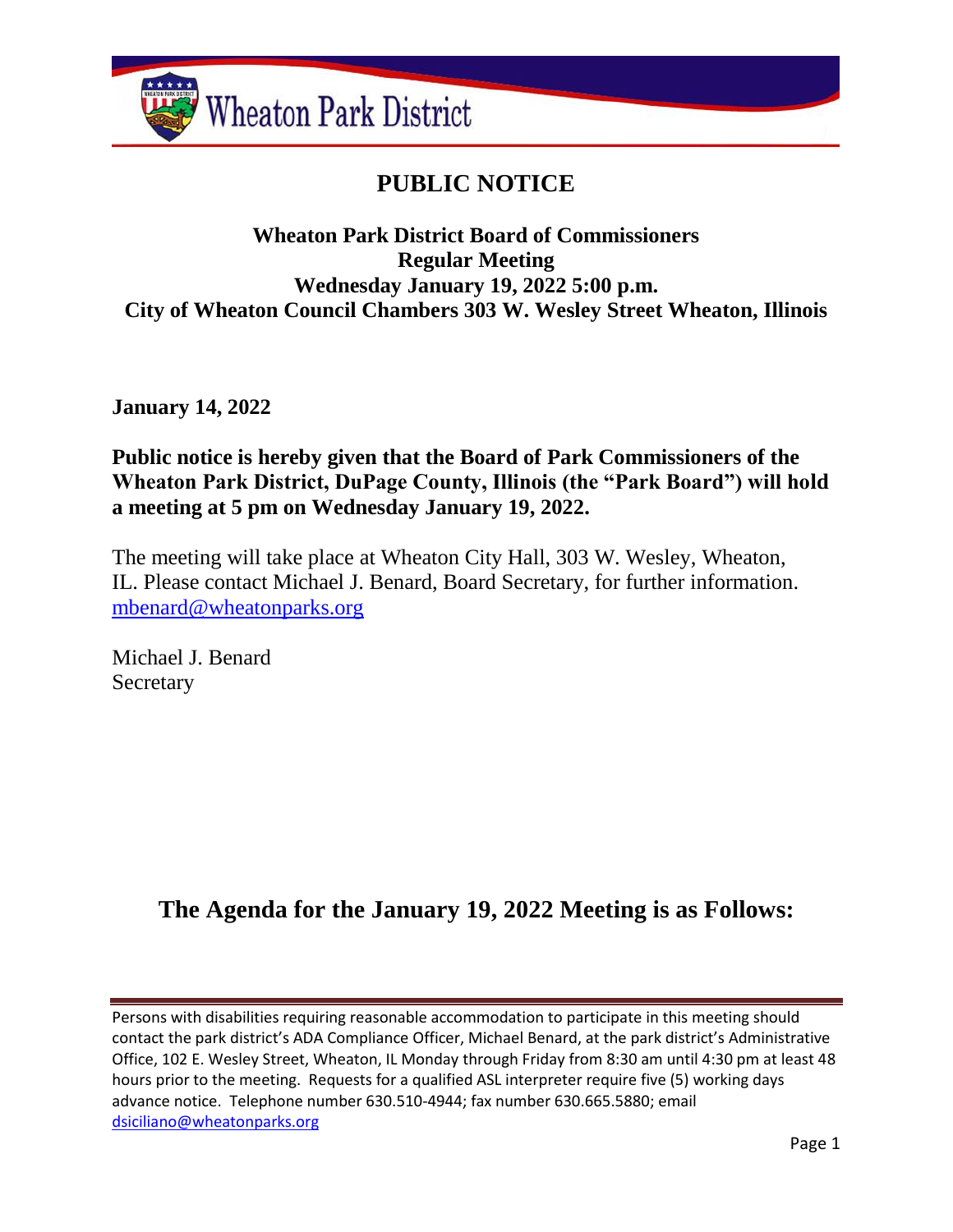Wheaton Park District

# PUBLIC NOTICE

**Wheaton Park District Board of Commissioners**
**Regular Meeting**
**Wednesday January 19, 2022 5:00 p.m.**
**City of Wheaton Council Chambers 303 W. Wesley Street Wheaton, Illinois**

**January 14, 2022**

**Public notice is hereby given that the Board of Park Commissioners of the Wheaton Park District, DuPage County, Illinois (the "Park Board") will hold a meeting at 5 pm on Wednesday January 19, 2022.**

The meeting will take place at Wheaton City Hall, 303 W. Wesley, Wheaton, IL. Please contact Michael J. Benard, Board Secretary, for further information. mbenard@wheatonparks.org

Michael J. Benard
Secretary

## The Agenda for the January 19, 2022 Meeting is as Follows:

Persons with disabilities requiring reasonable accommodation to participate in this meeting should contact the park district's ADA Compliance Officer, Michael Benard, at the park district's Administrative Office, 102 E. Wesley Street, Wheaton, IL Monday through Friday from 8:30 am until 4:30 pm at least 48 hours prior to the meeting. Requests for a qualified ASL interpreter require five (5) working days advance notice. Telephone number 630.510-4944; fax number 630.665.5880; email dsiciliano@wheatonparks.org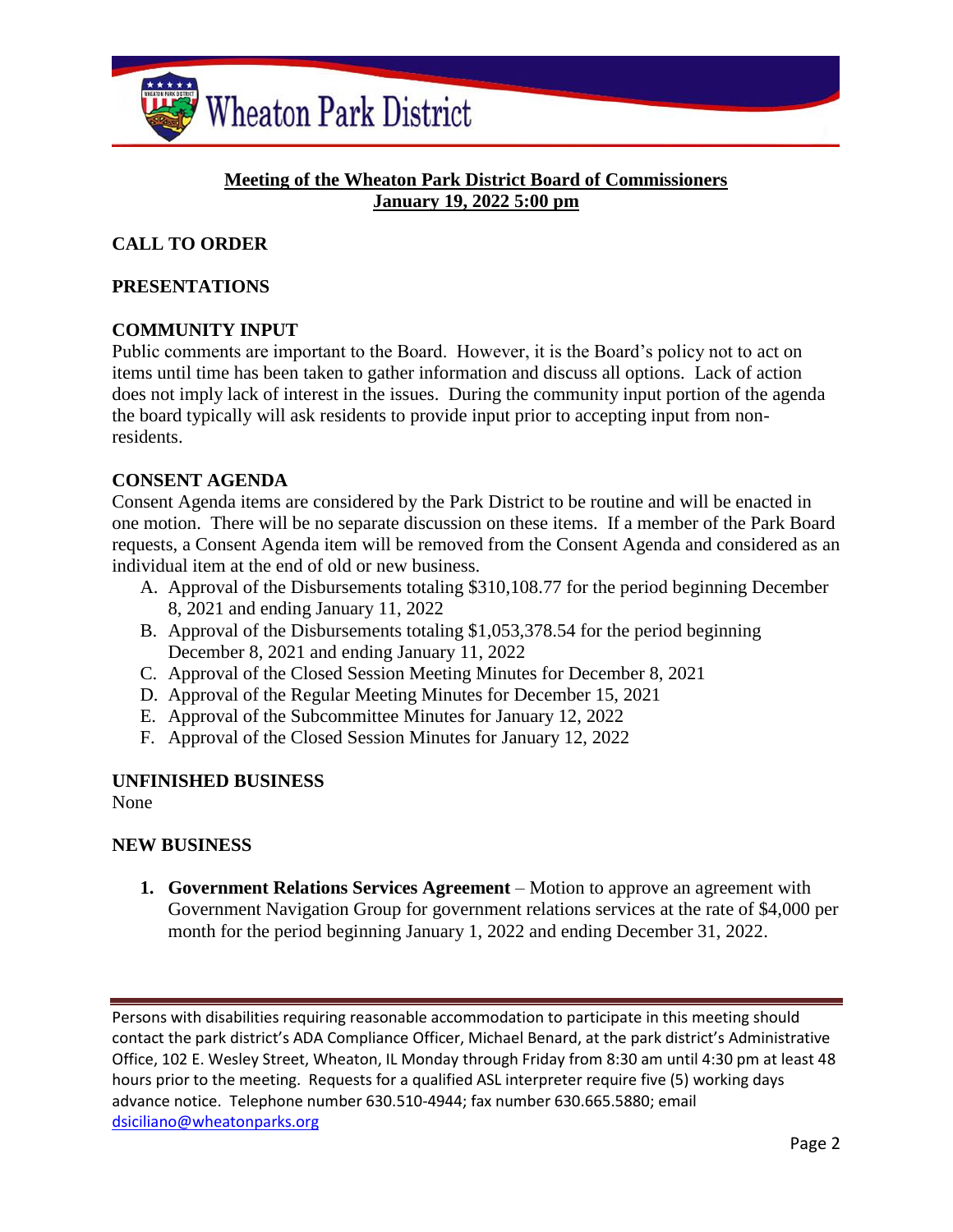## Meeting of the Wheaton Park District Board of Commissioners
## January 19, 2022 5:00 pm

### CALL TO ORDER

### PRESENTATIONS

### COMMUNITY INPUT

Public comments are important to the Board. However, it is the Board's policy not to act on items until time has been taken to gather information and discuss all options. Lack of action does not imply lack of interest in the issues. During the community input portion of the agenda the board typically will ask residents to provide input prior to accepting input from non-residents.

### CONSENT AGENDA

Consent Agenda items are considered by the Park District to be routine and will be enacted in one motion. There will be no separate discussion on these items. If a member of the Park Board requests, a Consent Agenda item will be removed from the Consent Agenda and considered as an individual item at the end of old or new business.

A. Approval of the Disbursements totaling $310,108.77 for the period beginning December 8, 2021 and ending January 11, 2022
B. Approval of the Disbursements totaling $1,053,378.54 for the period beginning December 8, 2021 and ending January 11, 2022
C. Approval of the Closed Session Meeting Minutes for December 8, 2021
D. Approval of the Regular Meeting Minutes for December 15, 2021
E. Approval of the Subcommittee Minutes for January 12, 2022
F. Approval of the Closed Session Minutes for January 12, 2022

### UNFINISHED BUSINESS

None

### NEW BUSINESS

1. **Government Relations Services Agreement** – Motion to approve an agreement with Government Navigation Group for government relations services at the rate of $4,000 per month for the period beginning January 1, 2022 and ending December 31, 2022.

Persons with disabilities requiring reasonable accommodation to participate in this meeting should contact the park district's ADA Compliance Officer, Michael Benard, at the park district's Administrative Office, 102 E. Wesley Street, Wheaton, IL Monday through Friday from 8:30 am until 4:30 pm at least 48 hours prior to the meeting. Requests for a qualified ASL interpreter require five (5) working days advance notice. Telephone number 630.510-4944; fax number 630.665.5880; email dsiciliano@wheatonparks.org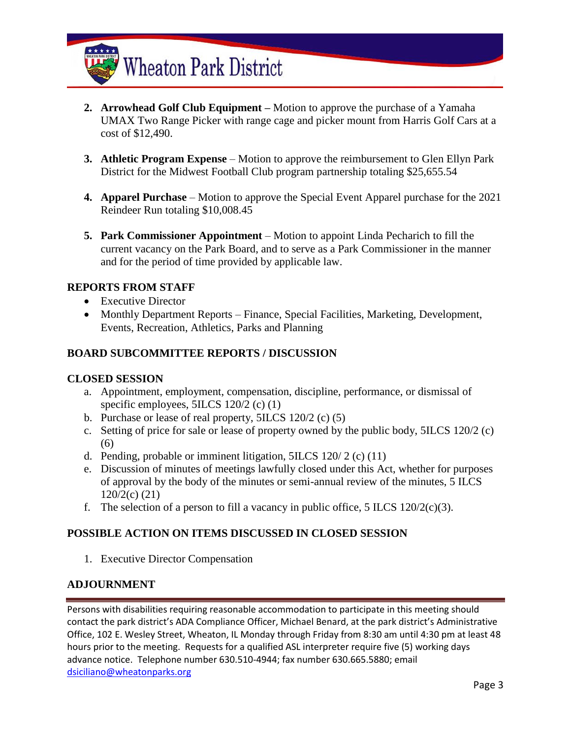2. **Arrowhead Golf Club Equipment –** Motion to approve the purchase of a Yamaha UMAX Two Range Picker with range cage and picker mount from Harris Golf Cars at a cost of $12,490.

3. **Athletic Program Expense** – Motion to approve the reimbursement to Glen Ellyn Park District for the Midwest Football Club program partnership totaling $25,655.54

4. **Apparel Purchase** – Motion to approve the Special Event Apparel purchase for the 2021 Reindeer Run totaling $10,008.45

5. **Park Commissioner Appointment** – Motion to appoint Linda Pecharich to fill the current vacancy on the Park Board, and to serve as a Park Commissioner in the manner and for the period of time provided by applicable law.

**REPORTS FROM STAFF**

- Executive Director
- Monthly Department Reports – Finance, Special Facilities, Marketing, Development, Events, Recreation, Athletics, Parks and Planning

**BOARD SUBCOMMITTEE REPORTS / DISCUSSION**

**CLOSED SESSION**

a. Appointment, employment, compensation, discipline, performance, or dismissal of specific employees, 5ILCS 120/2 (c) (1)
b. Purchase or lease of real property, 5ILCS 120/2 (c) (5)
c. Setting of price for sale or lease of property owned by the public body, 5ILCS 120/2 (c) (6)
d. Pending, probable or imminent litigation, 5ILCS 120/ 2 (c) (11)
e. Discussion of minutes of meetings lawfully closed under this Act, whether for purposes of approval by the body of the minutes or semi-annual review of the minutes, 5 ILCS 120/2(c) (21)
f. The selection of a person to fill a vacancy in public office, 5 ILCS 120/2(c)(3).

**POSSIBLE ACTION ON ITEMS DISCUSSED IN CLOSED SESSION**

1. Executive Director Compensation

**ADJOURNMENT**

---

Persons with disabilities requiring reasonable accommodation to participate in this meeting should contact the park district's ADA Compliance Officer, Michael Benard, at the park district's Administrative Office, 102 E. Wesley Street, Wheaton, IL Monday through Friday from 8:30 am until 4:30 pm at least 48 hours prior to the meeting. Requests for a qualified ASL interpreter require five (5) working days advance notice. Telephone number 630.510-4944; fax number 630.665.5880; email dsiciliano@wheatonparks.org